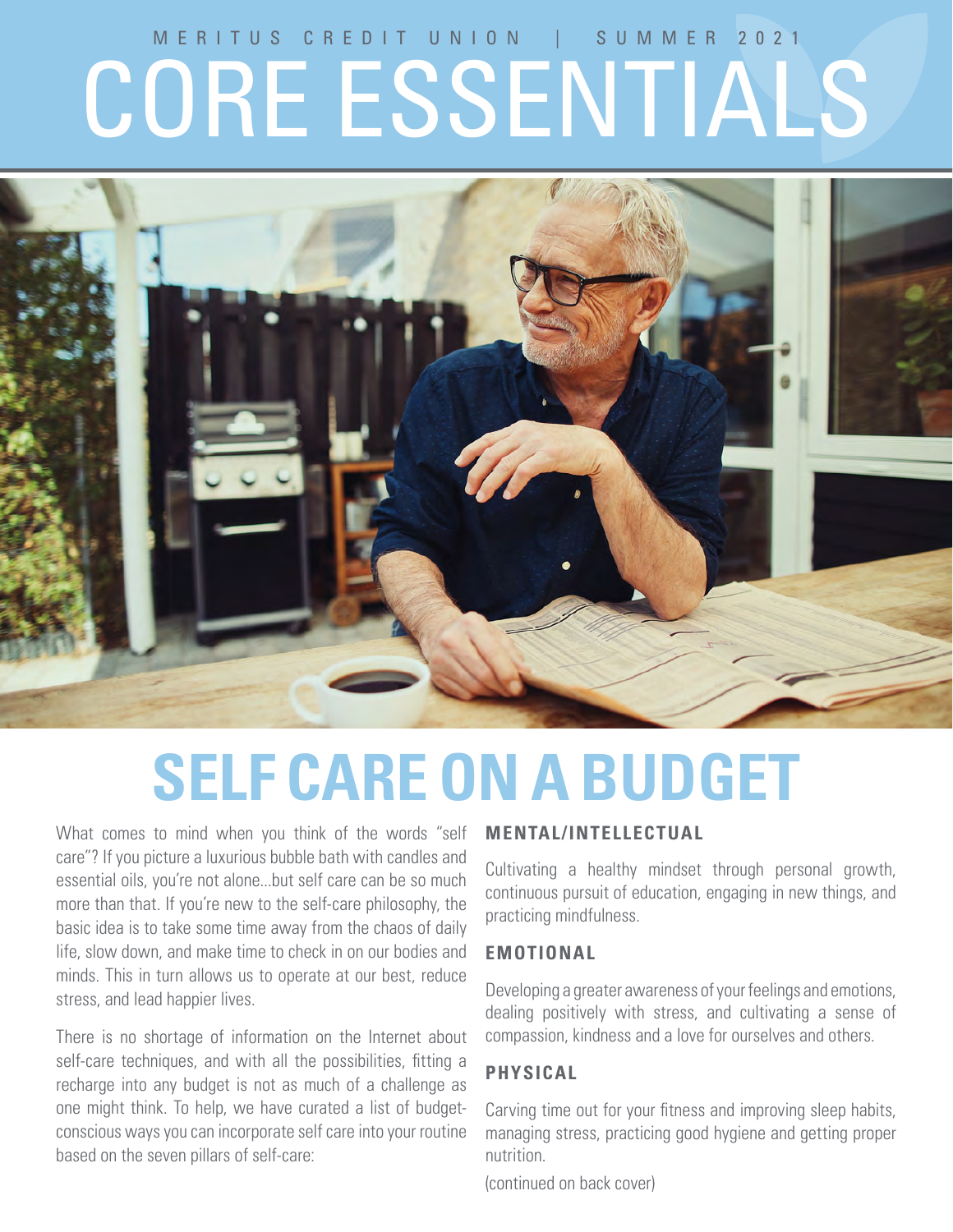MERITUS CREDIT UNION | SUMMER 2021

# CORE ESSENTIALS

## SELF CARE ON A BUDGET

What comes to mind when you think of the words "self care"? If you picture a luxurious bubble bath with candles and essential oils, you're not alone...but self care can be so much more than that. If you're new to the self-care philosophy, the basic idea is to take some time away from the chaos of daily life, slow down, and make time to check in on our bodies and minds. This in turn allows us to operate at our best, reduce stress, and lead happier lives.

There is no shortage of information on the Internet about self-care techniques, and with all the possibilities, fitting a recharge into any budget is not as much of a challenge as one might think. To help, we have curated a list of budget-conscious ways you can incorporate self care into your routine based on the seven pillars of self-care:

### MENTAL/INTELLECTUAL

Cultivating a healthy mindset through personal growth, continuous pursuit of education, engaging in new things, and practicing mindfulness.

### EMOTIONAL

Developing a greater awareness of your feelings and emotions, dealing positively with stress, and cultivating a sense of compassion, kindness and a love for ourselves and others.

### PHYSICAL

Carving time out for your fitness and improving sleep habits, managing stress, practicing good hygiene and getting proper nutrition.

(continued on back cover)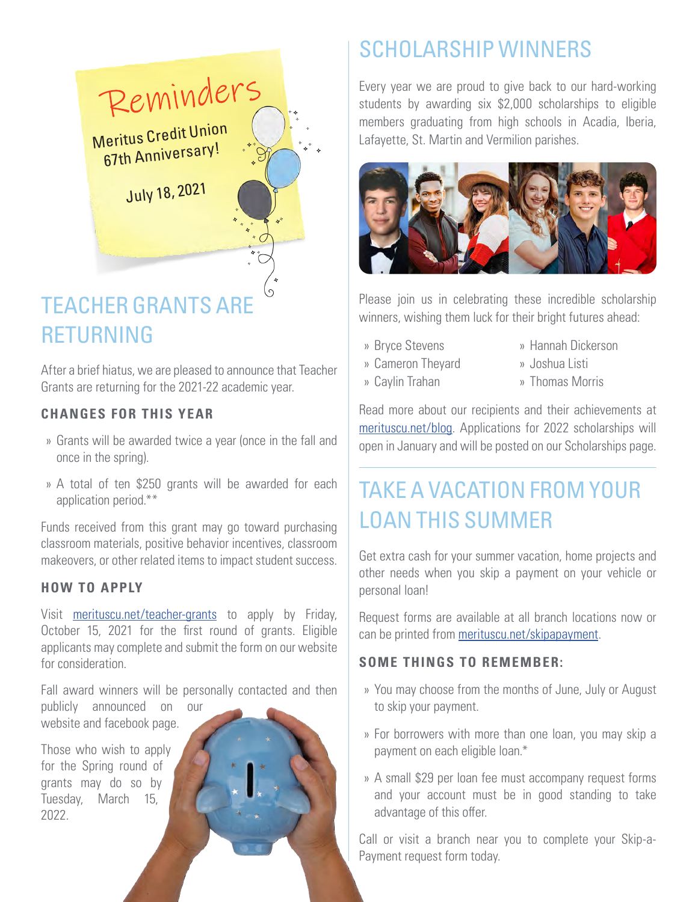## Reminders

Meritus Credit Union 67th Anniversary!

July 18, 2021

# TEACHER GRANTS ARE RETURNING

After a brief hiatus, we are pleased to announce that Teacher Grants are returning for the 2021-22 academic year.

### CHANGES FOR THIS YEAR

- Grants will be awarded twice a year (once in the fall and once in the spring).
- A total of ten $250 grants will be awarded for each application period.**

Funds received from this grant may go toward purchasing classroom materials, positive behavior incentives, classroom makeovers, or other related items to impact student success.

### HOW TO APPLY

Visit merituscu.net/teacher-grants to apply by Friday, October 15, 2021 for the first round of grants. Eligible applicants may complete and submit the form on our website for consideration.

Fall award winners will be personally contacted and then publicly announced on our website and facebook page.

Those who wish to apply for the Spring round of grants may do so by Tuesday, March 15, 2022.

# SCHOLARSHIP WINNERS

Every year we are proud to give back to our hard-working students by awarding six $2,000 scholarships to eligible members graduating from high schools in Acadia, Iberia, Lafayette, St. Martin and Vermilion parishes.

Please join us in celebrating these incredible scholarship winners, wishing them luck for their bright futures ahead:

- Bryce Stevens
- Cameron Theyard
- Caylin Trahan
- Hannah Dickerson
- Joshua Listi
- Thomas Morris

Read more about our recipients and their achievements at meritusc.net/blog. Applications for 2022 scholarships will open in January and will be posted on our Scholarships page.

# TAKE A VACATION FROM YOUR LOAN THIS SUMMER

Get extra cash for your summer vacation, home projects and other needs when you skip a payment on your vehicle or personal loan!

Request forms are available at all branch locations now or can be printed from meritusc.net/skipapayment.

### SOME THINGS TO REMEMBER:

- You may choose from the months of June, July or August to skip your payment.
- For borrowers with more than one loan, you may skip a payment on each eligible loan.*
- A small $29 per loan fee must accompany request forms and your account must be in good standing to take advantage of this offer.

Call or visit a branch near you to complete your Skip-a-Payment request form today.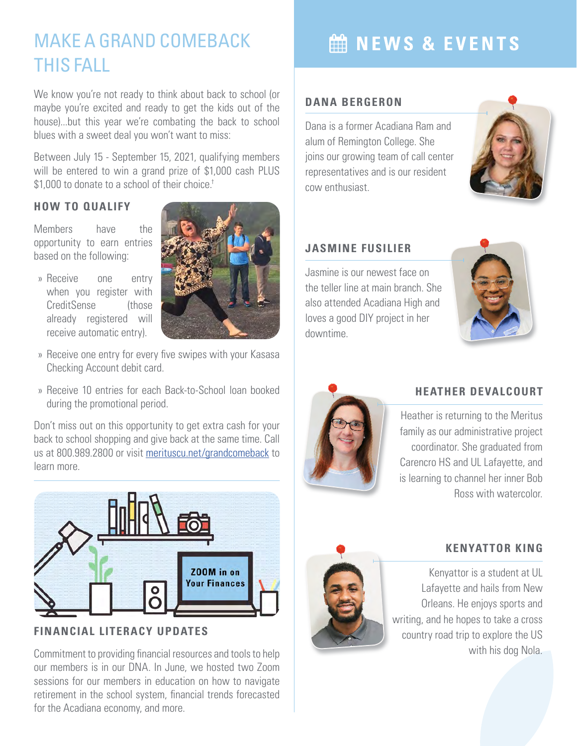# MAKE A GRAND COMEBACK THIS FALL

We know you're not ready to think about back to school (or maybe you're excited and ready to get the kids out of the house)...but this year we're combating the back to school blues with a sweet deal you won't want to miss:

Between July 15 - September 15, 2021, qualifying members will be entered to win a grand prize of $1,000 cash PLUS $1,000 to donate to a school of their choice.†

### HOW TO QUALIFY

Members have the opportunity to earn entries based on the following:

- Receive one entry when you register with CreditSense (those already registered will receive automatic entry).
- Receive one entry for every five swipes with your Kasasa Checking Account debit card.
- Receive 10 entries for each Back-to-School loan booked during the promotional period.

Don't miss out on this opportunity to get extra cash for your back to school shopping and give back at the same time. Call us at 800.989.2800 or visit meritus​cu.net/grandcomeback to learn more.

ZOOM in on Your Finances

### FINANCIAL LITERACY UPDATES

Commitment to providing financial resources and tools to help our members is in our DNA. In June, we hosted two Zoom sessions for our members in education on how to navigate retirement in the school system, financial trends forecasted for the Acadiana economy, and more.

# NEWS & EVENTS

### DANA BERGERON

Dana is a former Acadiana Ram and alum of Remington College. She joins our growing team of call center representatives and is our resident cow enthusiast.

### JASMINE FUSILIER

Jasmine is our newest face on the teller line at main branch. She also attended Acadiana High and loves a good DIY project in her downtime.

### HEATHER DEVALCOURT

Heather is returning to the Meritus family as our administrative project coordinator. She graduated from Carencro HS and UL Lafayette, and is learning to channel her inner Bob Ross with watercolor.

### KENYATTOR KING

Kenyattor is a student at UL Lafayette and hails from New Orleans. He enjoys sports and writing, and he hopes to take a cross country road trip to explore the US with his dog Nola.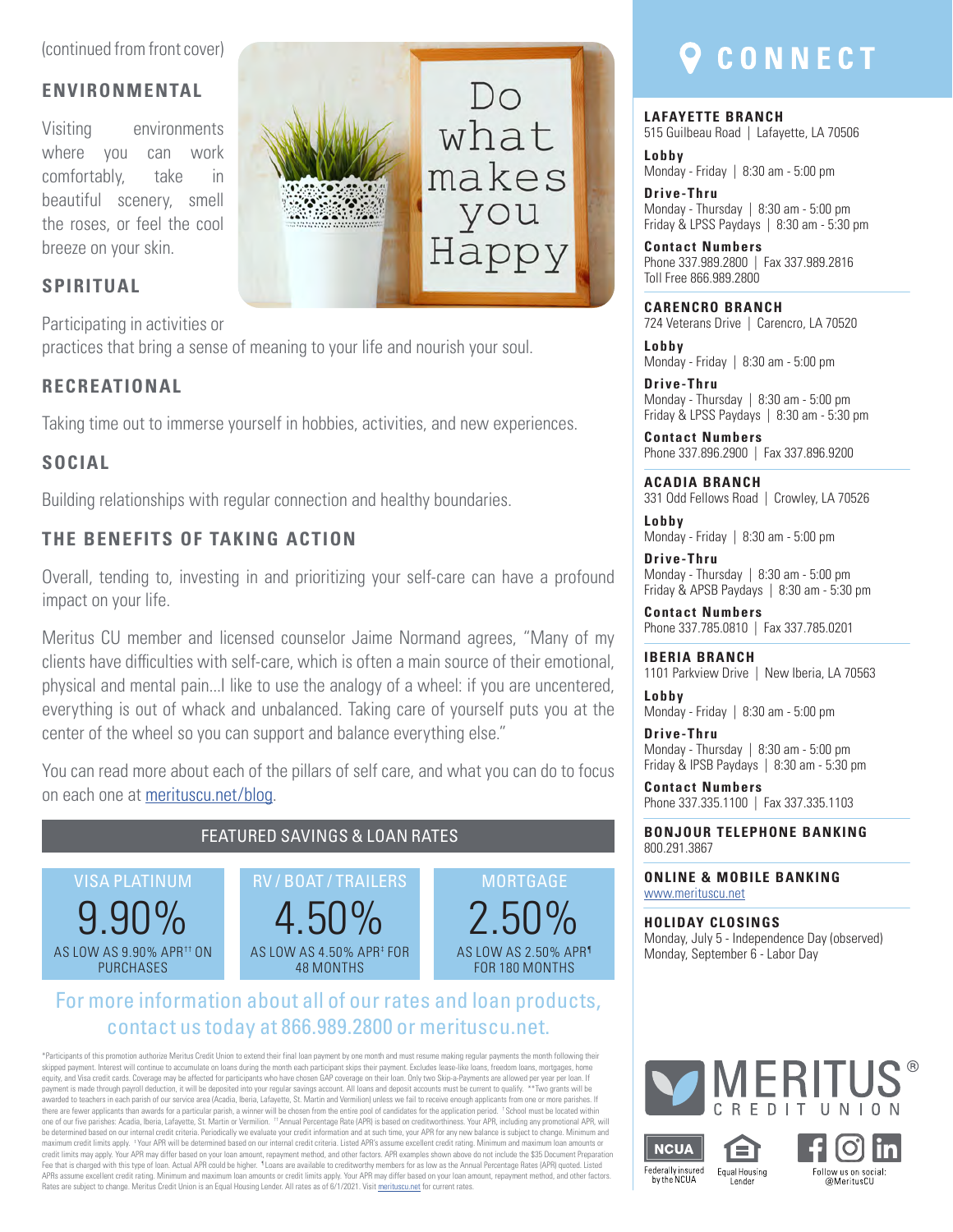(continued from front cover)

## ENVIRONMENTAL

Visiting environments where you can work comfortably, take in beautiful scenery, smell the roses, or feel the cool breeze on your skin.

## SPIRITUAL

Participating in activities or practices that bring a sense of meaning to your life and nourish your soul.

## RECREATIONAL

Taking time out to immerse yourself in hobbies, activities, and new experiences.

## SOCIAL

Building relationships with regular connection and healthy boundaries.

## THE BENEFITS OF TAKING ACTION

Overall, tending to, investing in and prioritizing your self-care can have a profound impact on your life.

Meritus CU member and licensed counselor Jaime Normand agrees, "Many of my clients have difficulties with self-care, which is often a main source of their emotional, physical and mental pain...I like to use the analogy of a wheel: if you are uncentered, everything is out of whack and unbalanced. Taking care of yourself puts you at the center of the wheel so you can support and balance everything else."

You can read more about each of the pillars of self care, and what you can do to focus on each one at merituscu.net/blog.

### FEATURED SAVINGS & LOAN RATES

**VISA PLATINUM**
9.90%
AS LOW AS 9.90% APR†† ON PURCHASES

**RV / BOAT / TRAILERS**
4.50%
AS LOW AS 4.50% APR‡ FOR 48 MONTHS

**MORTGAGE**
2.50%
AS LOW AS 2.50% APR¶ FOR 180 MONTHS

For more information about all of our rates and loan products, contact us today at 866.989.2800 or merituscu.net.

*Participants of this promotion authorize Meritus Credit Union to extend their final loan payment by one month and must resume making regular payments the month following their skipped payment. Interest will continue to accumulate on loans during the month each participant skips their payment. Excludes lease-like loans, freedom loans, mortgages, home equity, and Visa credit cards. Coverage may be affected for participants who have chosen GAP coverage on their loan. Only two Skip-a-Payments are allowed per year per loan. If payment is made through payroll deduction, it will be deposited into your regular savings account. All loans and deposit accounts must be current to qualify. **Two grants will be awarded to teachers in each parish of our service area (Acadia, Iberia, Lafayette, St. Martin and Vermilion) unless we fail to receive enough applicants from one or more parishes. If there are fewer applicants than awards for a particular parish, a winner will be chosen from the entire pool of candidates for the application period. †School must be located within one of our five parishes: Acadia, Iberia, Lafayette, St. Martin or Vermilion. ††Annual Percentage Rate (APR) is based on creditworthiness. Your APR, including any promotional APR, will be determined based on our internal credit criteria. Periodically we evaluate your credit information and at such time, your APR for any new balance is subject to change. Minimum and maximum credit limits apply. ‡Your APR will be determined based on our internal credit criteria. Listed APR's assume excellent credit rating. Minimum and maximum loan amounts or credit limits may apply. Your APR may differ based on your loan amount, repayment method, and other factors. APR examples shown above do not include the $35 Document Preparation Fee that is charged with this type of loan. Actual APR could be higher. ¶Loans are available to creditworthy members for as low as the Annual Percentage Rates (APR) quoted. Listed APRs assume excellent credit rating. Minimum and maximum loan amounts or credit limits apply. Your APR may differ based on your loan amount, repayment method, and other factors. Rates are subject to change. Meritus Credit Union is an Equal Housing Lender. All rates as of 6/1/2021. Visit meritusnet for current rates.

# CONNECT

### LAFAYETTE BRANCH
515 Guilbeau Road | Lafayette, LA 70506

**Lobby**
Monday - Friday | 8:30 am - 5:00 pm

**Drive-Thru**
Monday - Thursday | 8:30 am - 5:00 pm
Friday & LPSS Paydays | 8:30 am - 5:30 pm

**Contact Numbers**
Phone 337.989.2800 | Fax 337.989.2816
Toll Free 866.989.2800

### CARENCRO BRANCH
724 Veterans Drive | Carencro, LA 70520

**Lobby**
Monday - Friday | 8:30 am - 5:00 pm

**Drive-Thru**
Monday - Thursday | 8:30 am - 5:00 pm
Friday & LPSS Paydays | 8:30 am - 5:30 pm

**Contact Numbers**
Phone 337.896.2900 | Fax 337.896.9200

### ACADIA BRANCH
331 Odd Fellows Road | Crowley, LA 70526

**Lobby**
Monday - Friday | 8:30 am - 5:00 pm

**Drive-Thru**
Monday - Thursday | 8:30 am - 5:00 pm
Friday & APSB Paydays | 8:30 am - 5:30 pm

**Contact Numbers**
Phone 337.785.0810 | Fax 337.785.0201

### IBERIA BRANCH
1101 Parkview Drive | New Iberia, LA 70563

**Lobby**
Monday - Friday | 8:30 am - 5:00 pm

**Drive-Thru**
Monday - Thursday | 8:30 am - 5:00 pm
Friday & IPSB Paydays | 8:30 am - 5:30 pm

**Contact Numbers**
Phone 337.335.1100 | Fax 337.335.1103

### BONJOUR TELEPHONE BANKING
800.291.3867

### ONLINE & MOBILE BANKING
www.meritusc.net

### HOLIDAY CLOSINGS
Monday, July 5 - Independence Day (observed)
Monday, September 6 - Labor Day

MERITUS® CREDIT UNION

NCUA Federally insured by the NCUA

Equal Housing Lender

Follow us on social: @MeritusCU